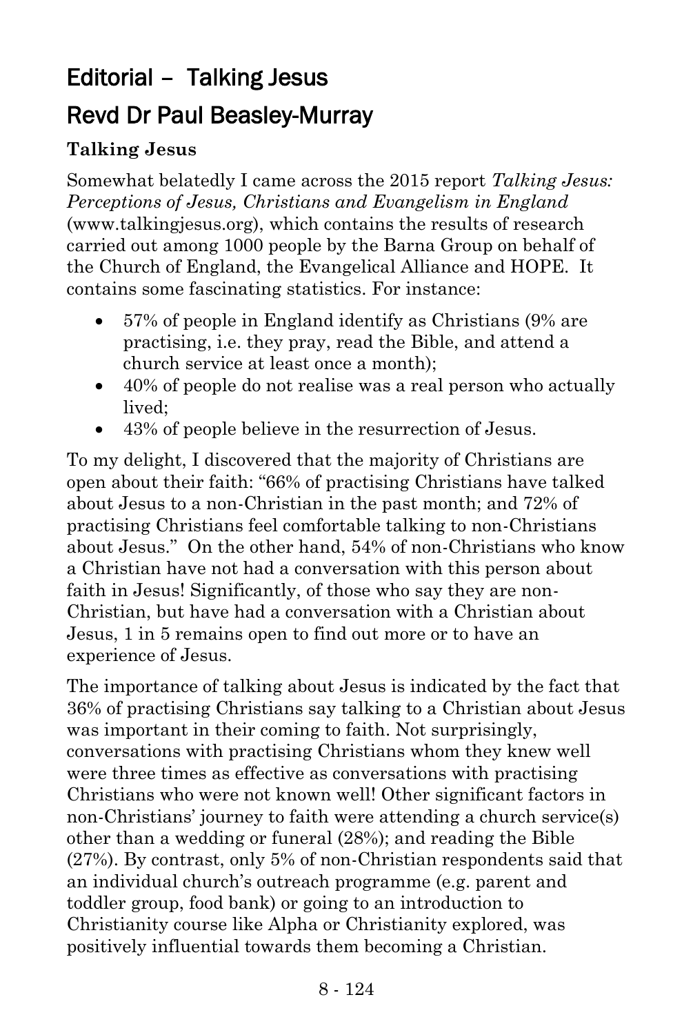# Editorial – Talking Jesus

## Revd Dr Paul Beasley-Murray

### Talking Jesus

Somewhat belatedly I came across the 2015 report *Talking Jesus: Perceptions of Jesus, Christians and Evangelism in England* (www.talkingjesus.org), which contains the results of research carried out among 1000 people by the Barna Group on behalf of the Church of England, the Evangelical Alliance and HOPE. It contains some fascinating statistics. For instance:

- 57% of people in England identify as Christians (9% are practising, i.e. they pray, read the Bible, and attend a church service at least once a month);
- 40% of people do not realise was a real person who actually lived;
- 43% of people believe in the resurrection of Jesus.

To my delight, I discovered that the majority of Christians are open about their faith: "66% of practising Christians have talked about Jesus to a non-Christian in the past month; and 72% of practising Christians feel comfortable talking to non-Christians about Jesus." On the other hand, 54% of non-Christians who know a Christian have not had a conversation with this person about faith in Jesus! Significantly, of those who say they are non-Christian, but have had a conversation with a Christian about Jesus, 1 in 5 remains open to find out more or to have an experience of Jesus.

The importance of talking about Jesus is indicated by the fact that 36% of practising Christians say talking to a Christian about Jesus was important in their coming to faith. Not surprisingly, conversations with practising Christians whom they knew well were three times as effective as conversations with practising Christians who were not known well! Other significant factors in non-Christians' journey to faith were attending a church service(s) other than a wedding or funeral (28%); and reading the Bible (27%). By contrast, only 5% of non-Christian respondents said that an individual church's outreach programme (e.g. parent and toddler group, food bank) or going to an introduction to Christianity course like Alpha or Christianity explored, was positively influential towards them becoming a Christian.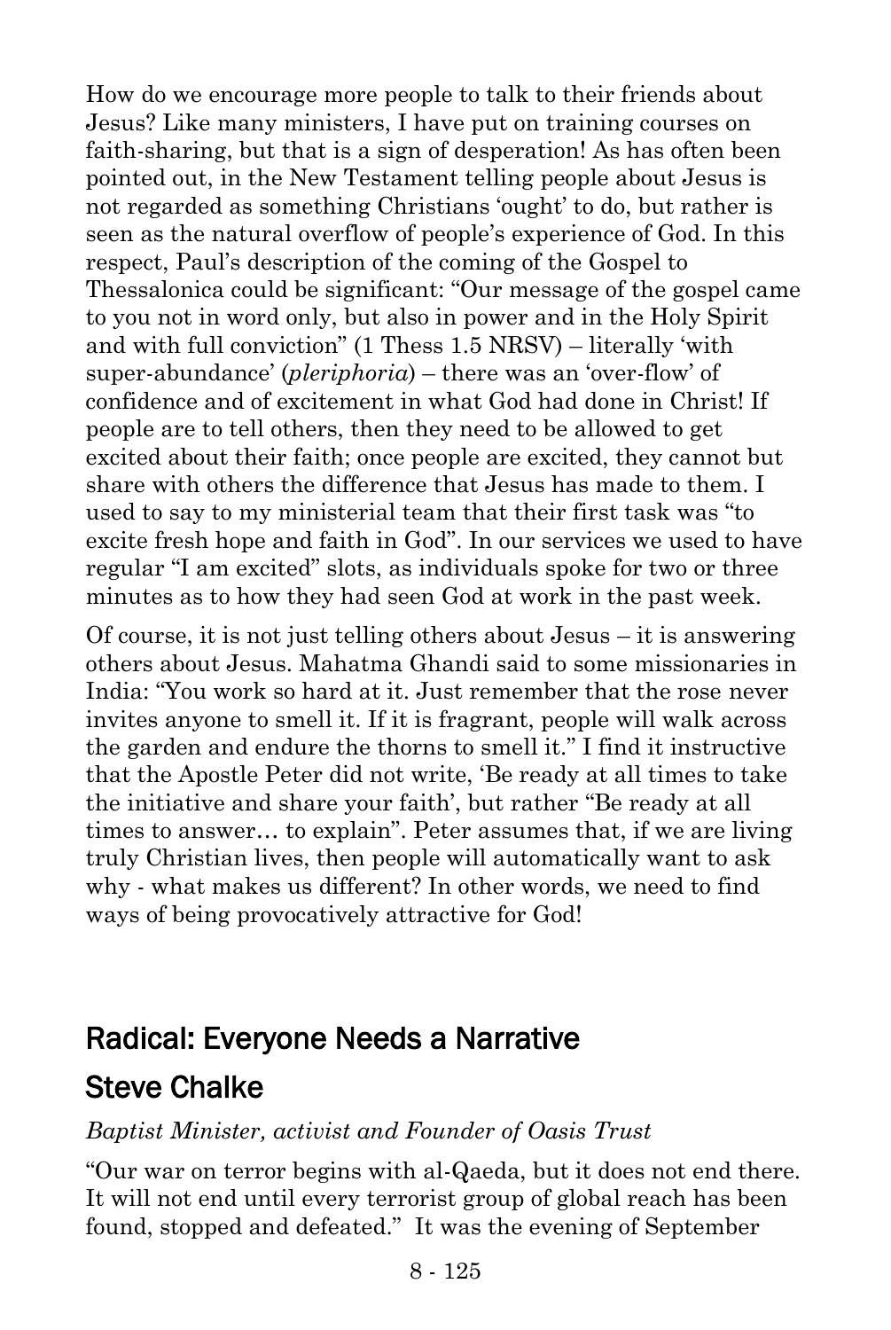How do we encourage more people to talk to their friends about Jesus? Like many ministers, I have put on training courses on faith-sharing, but that is a sign of desperation! As has often been pointed out, in the New Testament telling people about Jesus is not regarded as something Christians 'ought' to do, but rather is seen as the natural overflow of people's experience of God. In this respect, Paul's description of the coming of the Gospel to Thessalonica could be significant: "Our message of the gospel came to you not in word only, but also in power and in the Holy Spirit and with full conviction" (1 Thess 1.5 NRSV) – literally 'with super-abundance' (*pleriphoria*) – there was an 'over-flow' of confidence and of excitement in what God had done in Christ! If people are to tell others, then they need to be allowed to get excited about their faith; once people are excited, they cannot but share with others the difference that Jesus has made to them. I used to say to my ministerial team that their first task was "to excite fresh hope and faith in God". In our services we used to have regular "I am excited" slots, as individuals spoke for two or three minutes as to how they had seen God at work in the past week.

Of course, it is not just telling others about Jesus – it is answering others about Jesus. Mahatma Ghandi said to some missionaries in India: "You work so hard at it. Just remember that the rose never invites anyone to smell it. If it is fragrant, people will walk across the garden and endure the thorns to smell it." I find it instructive that the Apostle Peter did not write, 'Be ready at all times to take the initiative and share your faith', but rather "Be ready at all times to answer… to explain". Peter assumes that, if we are living truly Christian lives, then people will automatically want to ask why - what makes us different? In other words, we need to find ways of being provocatively attractive for God!

## Radical: Everyone Needs a Narrative

## Steve Chalke

*Baptist Minister, activist and Founder of Oasis Trust*

"Our war on terror begins with al-Qaeda, but it does not end there. It will not end until every terrorist group of global reach has been found, stopped and defeated." It was the evening of September